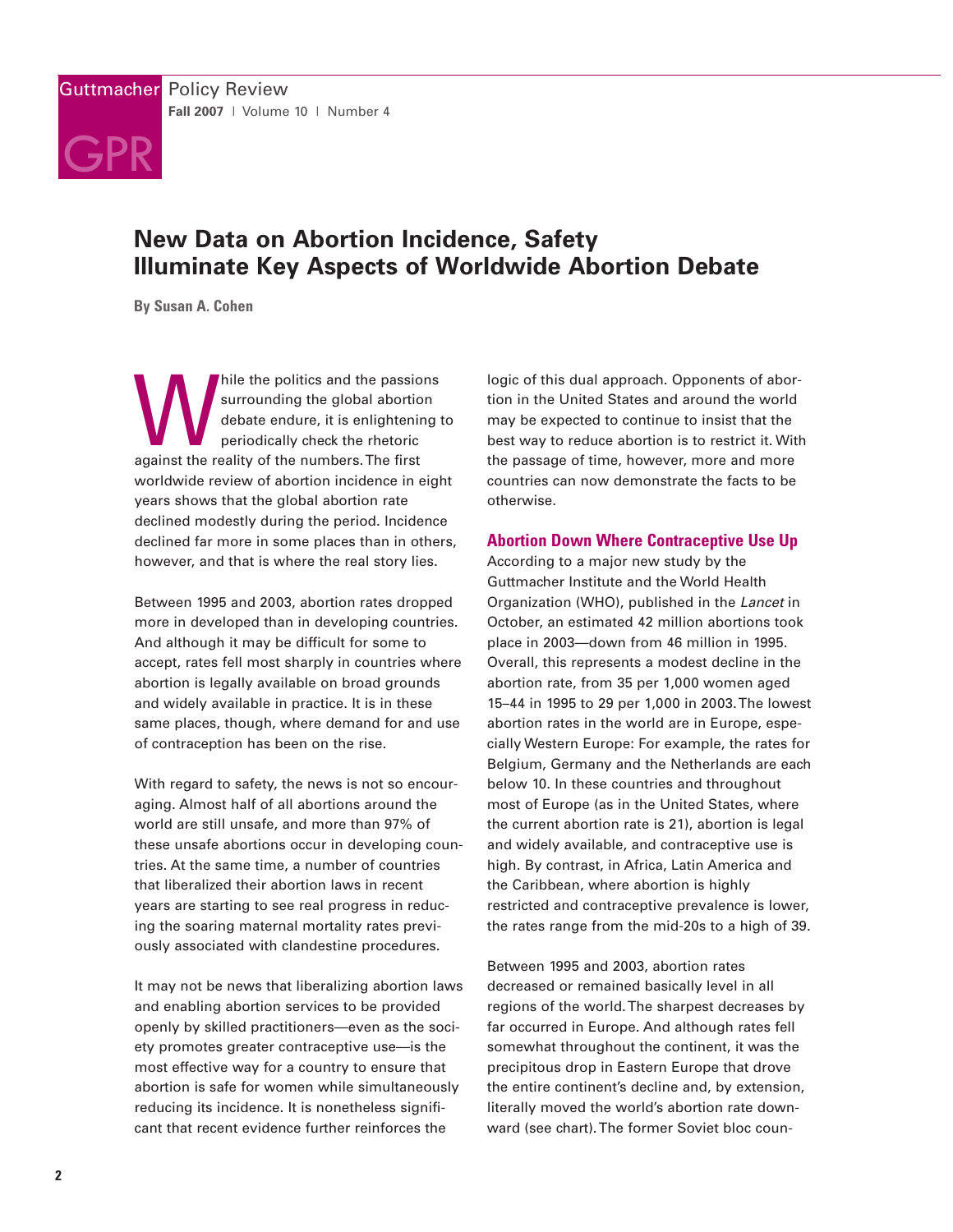# New Data on Abortion Incidence, Safety Illuminate Key Aspects of Worldwide Abortion Debate

**By Susan A. Cohen**

While the politics and the passions surrounding the global abortion debate endure, it is enlightening to periodically check the rhetoric against the reality of the numbers. The first worldwide review of abortion incidence in eight years shows that the global abortion rate declined modestly during the period. Incidence declined far more in some places than in others, however, and that is where the real story lies.

Between 1995 and 2003, abortion rates dropped more in developed than in developing countries. And although it may be difficult for some to accept, rates fell most sharply in countries where abortion is legally available on broad grounds and widely available in practice. It is in these same places, though, where demand for and use of contraception has been on the rise.

With regard to safety, the news is not so encouraging. Almost half of all abortions around the world are still unsafe, and more than 97% of these unsafe abortions occur in developing countries. At the same time, a number of countries that liberalized their abortion laws in recent years are starting to see real progress in reducing the soaring maternal mortality rates previously associated with clandestine procedures.

It may not be news that liberalizing abortion laws and enabling abortion services to be provided openly by skilled practitioners—even as the society promotes greater contraceptive use—is the most effective way for a country to ensure that abortion is safe for women while simultaneously reducing its incidence. It is nonetheless significant that recent evidence further reinforces the logic of this dual approach. Opponents of abortion in the United States and around the world may be expected to continue to insist that the best way to reduce abortion is to restrict it. With the passage of time, however, more and more countries can now demonstrate the facts to be otherwise.

## Abortion Down Where Contraceptive Use Up

According to a major new study by the Guttmacher Institute and the World Health Organization (WHO), published in the *Lancet* in October, an estimated 42 million abortions took place in 2003—down from 46 million in 1995. Overall, this represents a modest decline in the abortion rate, from 35 per 1,000 women aged 15–44 in 1995 to 29 per 1,000 in 2003. The lowest abortion rates in the world are in Europe, especially Western Europe: For example, the rates for Belgium, Germany and the Netherlands are each below 10. In these countries and throughout most of Europe (as in the United States, where the current abortion rate is 21), abortion is legal and widely available, and contraceptive use is high. By contrast, in Africa, Latin America and the Caribbean, where abortion is highly restricted and contraceptive prevalence is lower, the rates range from the mid-20s to a high of 39.

Between 1995 and 2003, abortion rates decreased or remained basically level in all regions of the world. The sharpest decreases by far occurred in Europe. And although rates fell somewhat throughout the continent, it was the precipitous drop in Eastern Europe that drove the entire continent's decline and, by extension, literally moved the world's abortion rate downward (see chart). The former Soviet bloc coun-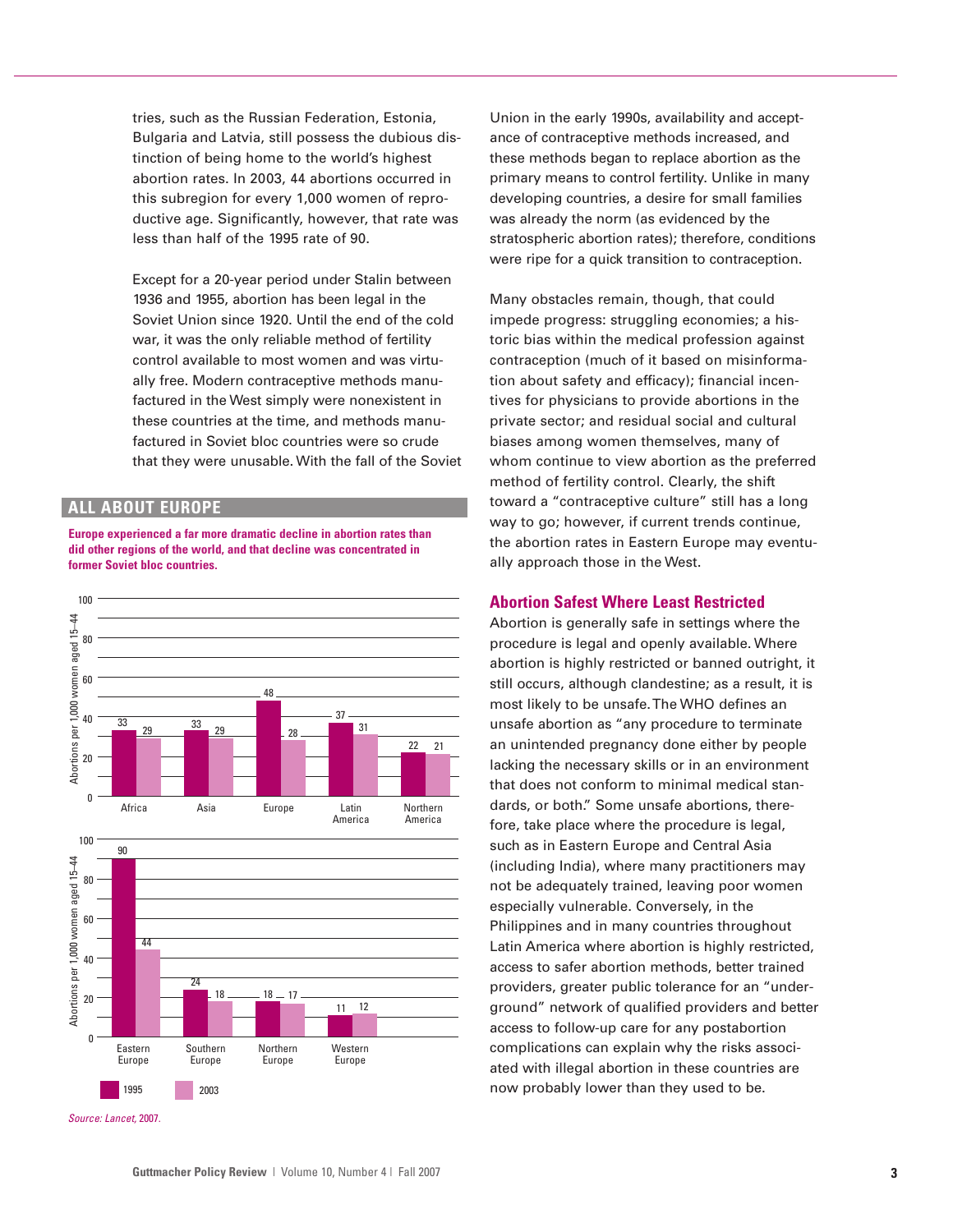tries, such as the Russian Federation, Estonia, Bulgaria and Latvia, still possess the dubious distinction of being home to the world's highest abortion rates. In 2003, 44 abortions occurred in this subregion for every 1,000 women of reproductive age. Significantly, however, that rate was less than half of the 1995 rate of 90.

Except for a 20-year period under Stalin between 1936 and 1955, abortion has been legal in the Soviet Union since 1920. Until the end of the cold war, it was the only reliable method of fertility control available to most women and was virtually free. Modern contraceptive methods manufactured in the West simply were nonexistent in these countries at the time, and methods manufactured in Soviet bloc countries were so crude that they were unusable. With the fall of the Soviet Union in the early 1990s, availability and acceptance of contraceptive methods increased, and these methods began to replace abortion as the primary means to control fertility. Unlike in many developing countries, a desire for small families was already the norm (as evidenced by the stratospheric abortion rates); therefore, conditions were ripe for a quick transition to contraception.

Many obstacles remain, though, that could impede progress: struggling economies; a historic bias within the medical profession against contraception (much of it based on misinformation about safety and efficacy); financial incentives for physicians to provide abortions in the private sector; and residual social and cultural biases among women themselves, many of whom continue to view abortion as the preferred method of fertility control. Clearly, the shift toward a "contraceptive culture" still has a long way to go; however, if current trends continue, the abortion rates in Eastern Europe may eventually approach those in the West.

## ALL ABOUT EUROPE

**Europe experienced a far more dramatic decline in abortion rates than did other regions of the world, and that decline was concentrated in former Soviet bloc countries.**

Abortions per 1,000 women aged 15–44

| Region | 1995 | 2003 |
|---|---|---|
| Africa | 33 | 29 |
| Asia | 33 | 29 |
| Europe | 48 | 28 |
| Latin America | 37 | 31 |
| Northern America | 22 | 21 |

| Subregion | 1995 | 2003 |
|---|---|---|
| Eastern Europe | 90 | 44 |
| Southern Europe | 24 | 18 |
| Northern Europe | 18 | 17 |
| Western Europe | 11 | 12 |

*Source: Lancet*, 2007.

### Abortion Safest Where Least Restricted

Abortion is generally safe in settings where the procedure is legal and openly available. Where abortion is highly restricted or banned outright, it still occurs, although clandestine; as a result, it is most likely to be unsafe. The WHO defines an unsafe abortion as "any procedure to terminate an unintended pregnancy done either by people lacking the necessary skills or in an environment that does not conform to minimal medical standards, or both." Some unsafe abortions, therefore, take place where the procedure is legal, such as in Eastern Europe and Central Asia (including India), where many practitioners may not be adequately trained, leaving poor women especially vulnerable. Conversely, in the Philippines and in many countries throughout Latin America where abortion is highly restricted, access to safer abortion methods, better trained providers, greater public tolerance for an "underground" network of qualified providers and better access to follow-up care for any postabortion complications can explain why the risks associated with illegal abortion in these countries are now probably lower than they used to be.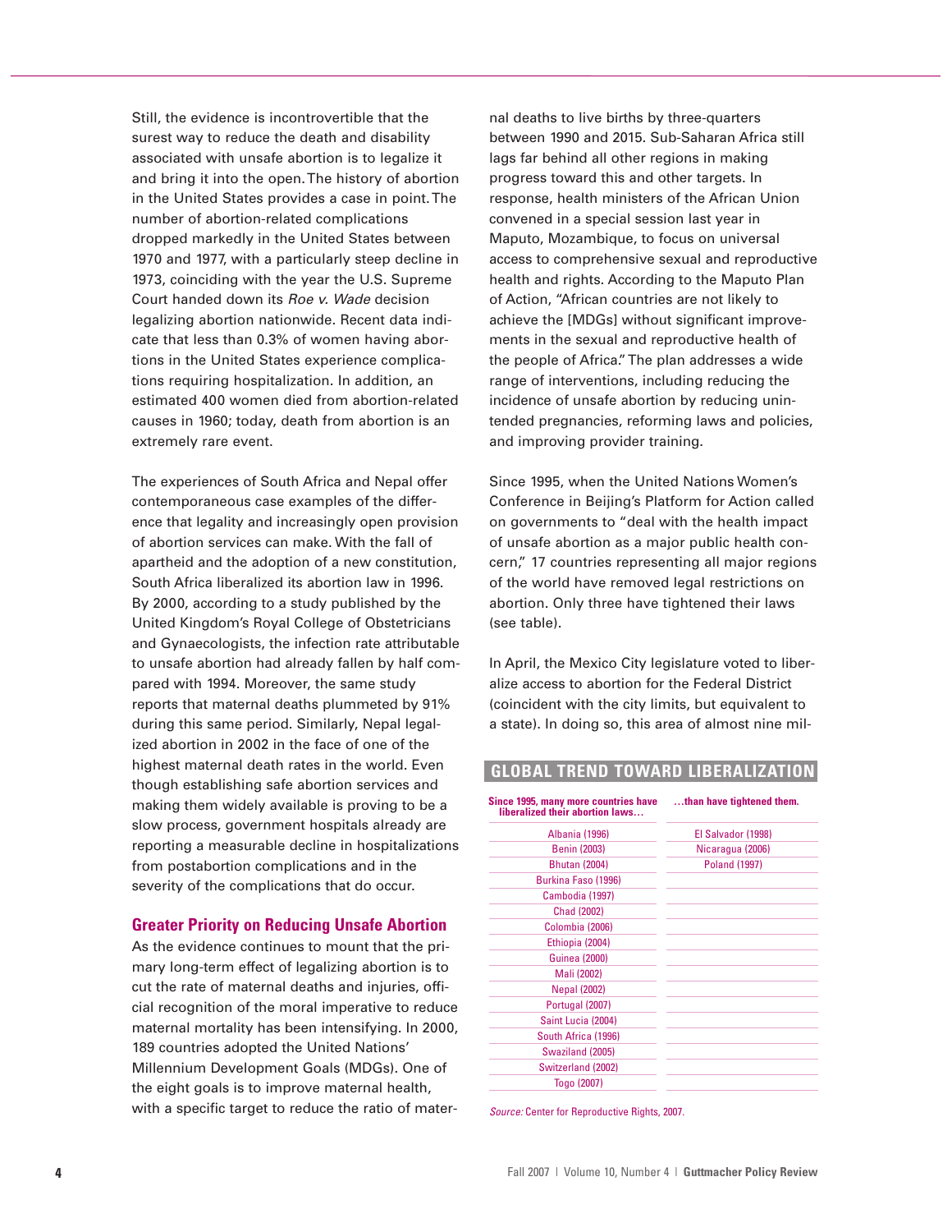Still, the evidence is incontrovertible that the surest way to reduce the death and disability associated with unsafe abortion is to legalize it and bring it into the open. The history of abortion in the United States provides a case in point. The number of abortion-related complications dropped markedly in the United States between 1970 and 1977, with a particularly steep decline in 1973, coinciding with the year the U.S. Supreme Court handed down its *Roe v. Wade* decision legalizing abortion nationwide. Recent data indicate that less than 0.3% of women having abortions in the United States experience complications requiring hospitalization. In addition, an estimated 400 women died from abortion-related causes in 1960; today, death from abortion is an extremely rare event.

The experiences of South Africa and Nepal offer contemporaneous case examples of the difference that legality and increasingly open provision of abortion services can make. With the fall of apartheid and the adoption of a new constitution, South Africa liberalized its abortion law in 1996. By 2000, according to a study published by the United Kingdom's Royal College of Obstetricians and Gynaecologists, the infection rate attributable to unsafe abortion had already fallen by half compared with 1994. Moreover, the same study reports that maternal deaths plummeted by 91% during this same period. Similarly, Nepal legalized abortion in 2002 in the face of one of the highest maternal death rates in the world. Even though establishing safe abortion services and making them widely available is proving to be a slow process, government hospitals already are reporting a measurable decline in hospitalizations from postabortion complications and in the severity of the complications that do occur.

## Greater Priority on Reducing Unsafe Abortion

As the evidence continues to mount that the primary long-term effect of legalizing abortion is to cut the rate of maternal deaths and injuries, official recognition of the moral imperative to reduce maternal mortality has been intensifying. In 2000, 189 countries adopted the United Nations' Millennium Development Goals (MDGs). One of the eight goals is to improve maternal health, with a specific target to reduce the ratio of maternal deaths to live births by three-quarters between 1990 and 2015. Sub-Saharan Africa still lags far behind all other regions in making progress toward this and other targets. In response, health ministers of the African Union convened in a special session last year in Maputo, Mozambique, to focus on universal access to comprehensive sexual and reproductive health and rights. According to the Maputo Plan of Action, "African countries are not likely to achieve the [MDGs] without significant improvements in the sexual and reproductive health of the people of Africa." The plan addresses a wide range of interventions, including reducing the incidence of unsafe abortion by reducing unintended pregnancies, reforming laws and policies, and improving provider training.

Since 1995, when the United Nations Women's Conference in Beijing's Platform for Action called on governments to "deal with the health impact of unsafe abortion as a major public health concern," 17 countries representing all major regions of the world have removed legal restrictions on abortion. Only three have tightened their laws (see table).

In April, the Mexico City legislature voted to liberalize access to abortion for the Federal District (coincident with the city limits, but equivalent to a state). In doing so, this area of almost nine mil-

### GLOBAL TREND TOWARD LIBERALIZATION

| Since 1995, many more countries have liberalized their abortion laws… | …than have tightened them. |
|---|---|
| Albania (1996) | El Salvador (1998) |
| Benin (2003) | Nicaragua (2006) |
| Bhutan (2004) | Poland (1997) |
| Burkina Faso (1996) | |
| Cambodia (1997) | |
| Chad (2002) | |
| Colombia (2006) | |
| Ethiopia (2004) | |
| Guinea (2000) | |
| Mali (2002) | |
| Nepal (2002) | |
| Portugal (2007) | |
| Saint Lucia (2004) | |
| South Africa (1996) | |
| Swaziland (2005) | |
| Switzerland (2002) | |
| Togo (2007) | |

*Source:* Center for Reproductive Rights, 2007.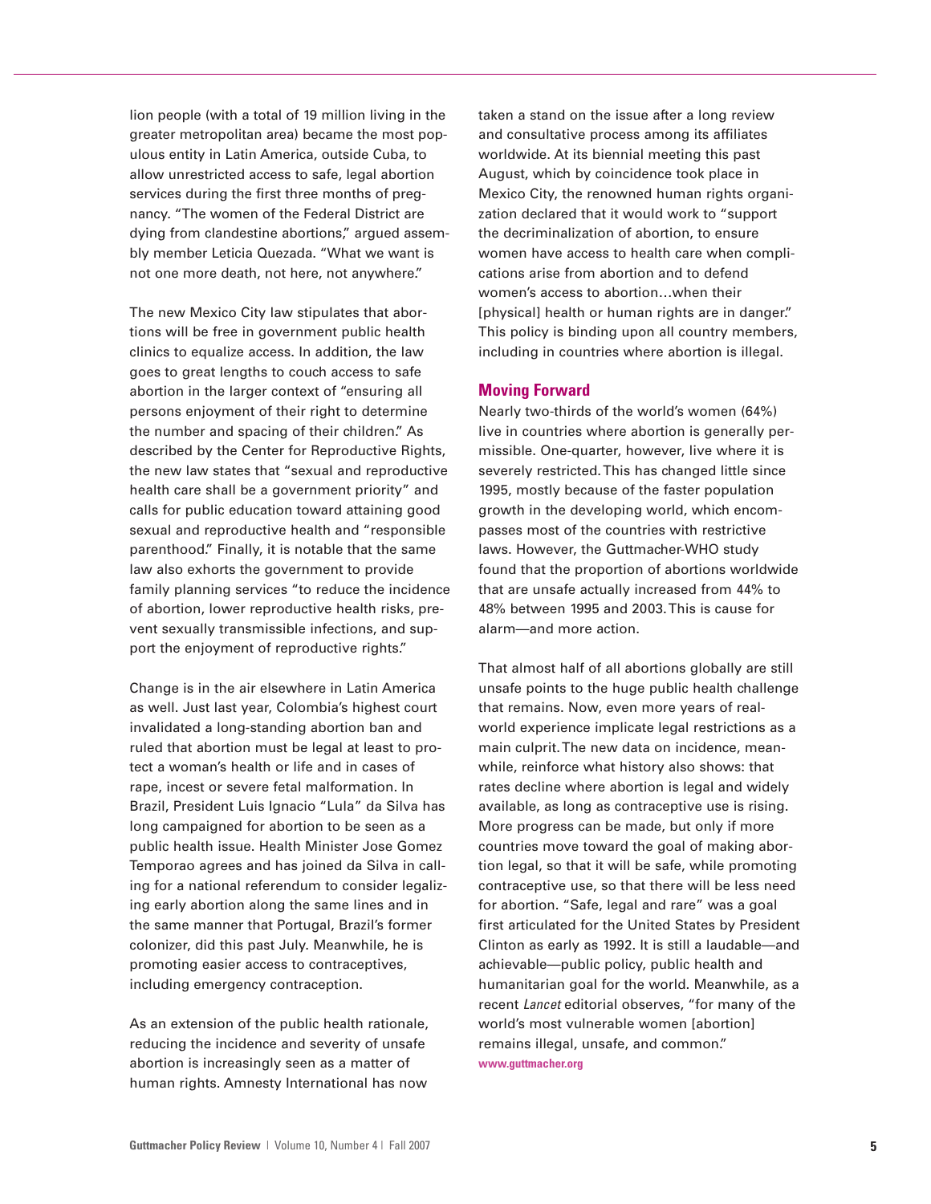lion people (with a total of 19 million living in the greater metropolitan area) became the most populous entity in Latin America, outside Cuba, to allow unrestricted access to safe, legal abortion services during the first three months of pregnancy. "The women of the Federal District are dying from clandestine abortions," argued assembly member Leticia Quezada. "What we want is not one more death, not here, not anywhere."

The new Mexico City law stipulates that abortions will be free in government public health clinics to equalize access. In addition, the law goes to great lengths to couch access to safe abortion in the larger context of "ensuring all persons enjoyment of their right to determine the number and spacing of their children." As described by the Center for Reproductive Rights, the new law states that "sexual and reproductive health care shall be a government priority" and calls for public education toward attaining good sexual and reproductive health and "responsible parenthood." Finally, it is notable that the same law also exhorts the government to provide family planning services "to reduce the incidence of abortion, lower reproductive health risks, prevent sexually transmissible infections, and support the enjoyment of reproductive rights."

Change is in the air elsewhere in Latin America as well. Just last year, Colombia's highest court invalidated a long-standing abortion ban and ruled that abortion must be legal at least to protect a woman's health or life and in cases of rape, incest or severe fetal malformation. In Brazil, President Luis Ignacio "Lula" da Silva has long campaigned for abortion to be seen as a public health issue. Health Minister Jose Gomez Temporao agrees and has joined da Silva in calling for a national referendum to consider legalizing early abortion along the same lines and in the same manner that Portugal, Brazil's former colonizer, did this past July. Meanwhile, he is promoting easier access to contraceptives, including emergency contraception.

As an extension of the public health rationale, reducing the incidence and severity of unsafe abortion is increasingly seen as a matter of human rights. Amnesty International has now taken a stand on the issue after a long review and consultative process among its affiliates worldwide. At its biennial meeting this past August, which by coincidence took place in Mexico City, the renowned human rights organization declared that it would work to "support the decriminalization of abortion, to ensure women have access to health care when complications arise from abortion and to defend women's access to abortion…when their [physical] health or human rights are in danger." This policy is binding upon all country members, including in countries where abortion is illegal.

## Moving Forward

Nearly two-thirds of the world's women (64%) live in countries where abortion is generally permissible. One-quarter, however, live where it is severely restricted. This has changed little since 1995, mostly because of the faster population growth in the developing world, which encompasses most of the countries with restrictive laws. However, the Guttmacher-WHO study found that the proportion of abortions worldwide that are unsafe actually increased from 44% to 48% between 1995 and 2003. This is cause for alarm—and more action.

That almost half of all abortions globally are still unsafe points to the huge public health challenge that remains. Now, even more years of real-world experience implicate legal restrictions as a main culprit. The new data on incidence, meanwhile, reinforce what history also shows: that rates decline where abortion is legal and widely available, as long as contraceptive use is rising. More progress can be made, but only if more countries move toward the goal of making abortion legal, so that it will be safe, while promoting contraceptive use, so that there will be less need for abortion. "Safe, legal and rare" was a goal first articulated for the United States by President Clinton as early as 1992. It is still a laudable—and achievable—public policy, public health and humanitarian goal for the world. Meanwhile, as a recent *Lancet* editorial observes, "for many of the world's most vulnerable women [abortion] remains illegal, unsafe, and common."

**www.guttmacher.org**